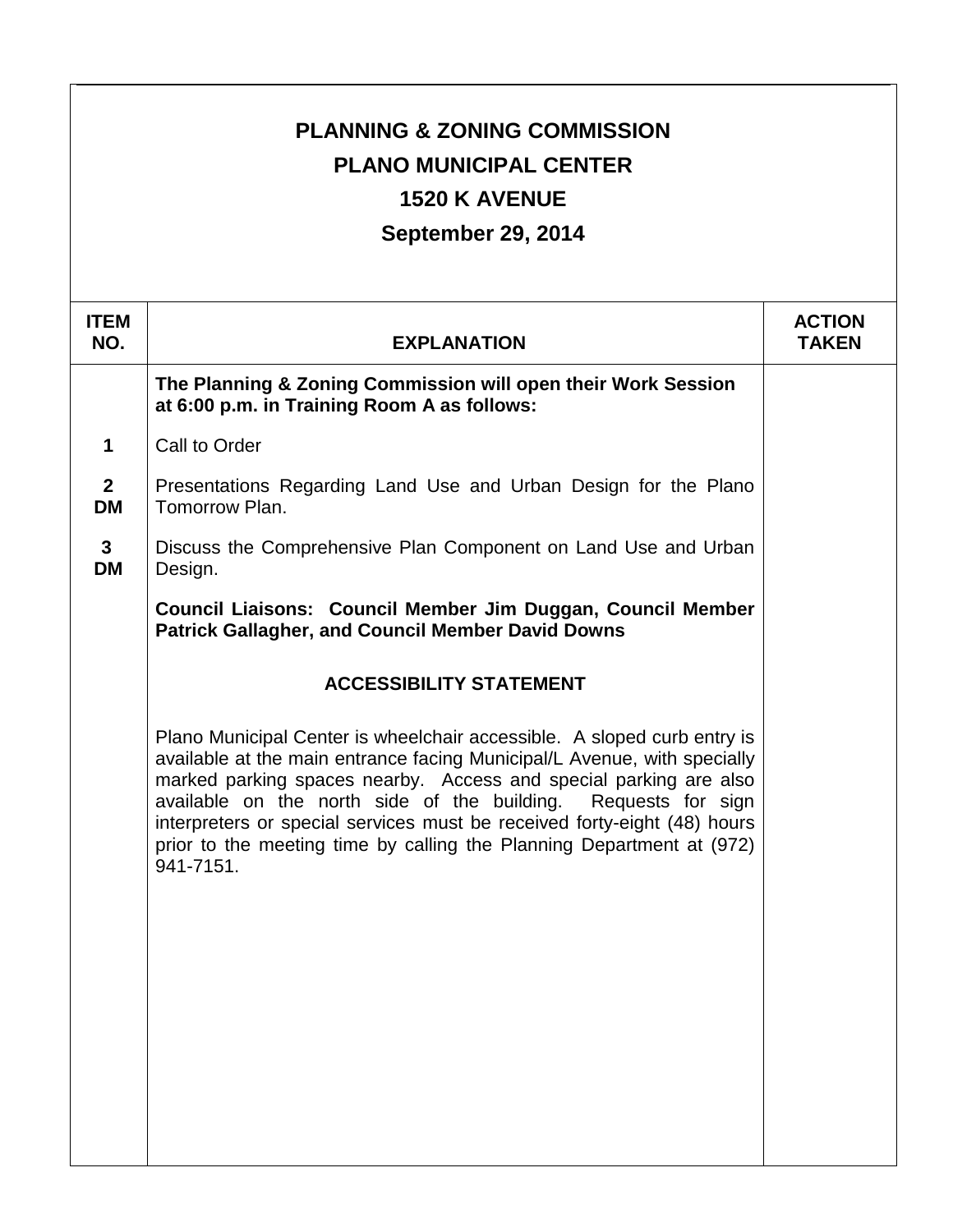# PLANNING & ZONING COMMISSION
## PLANO MUNICIPAL CENTER
## 1520 K AVENUE
## September 29, 2014

| ITEM NO. | EXPLANATION | ACTION TAKEN |
|---|---|---|
| | **The Planning & Zoning Commission will open their Work Session at 6:00 p.m. in Training Room A as follows:** | |
| 1 | Call to Order | |
| 2 DM | Presentations Regarding Land Use and Urban Design for the Plano Tomorrow Plan. | |
| 3 DM | Discuss the Comprehensive Plan Component on Land Use and Urban Design. | |
| | **Council Liaisons: Council Member Jim Duggan, Council Member Patrick Gallagher, and Council Member David Downs** | |
| | **ACCESSIBILITY STATEMENT** | |
| | Plano Municipal Center is wheelchair accessible. A sloped curb entry is available at the main entrance facing Municipal/L Avenue, with specially marked parking spaces nearby. Access and special parking are also available on the north side of the building. Requests for sign interpreters or special services must be received forty-eight (48) hours prior to the meeting time by calling the Planning Department at (972) 941-7151. | |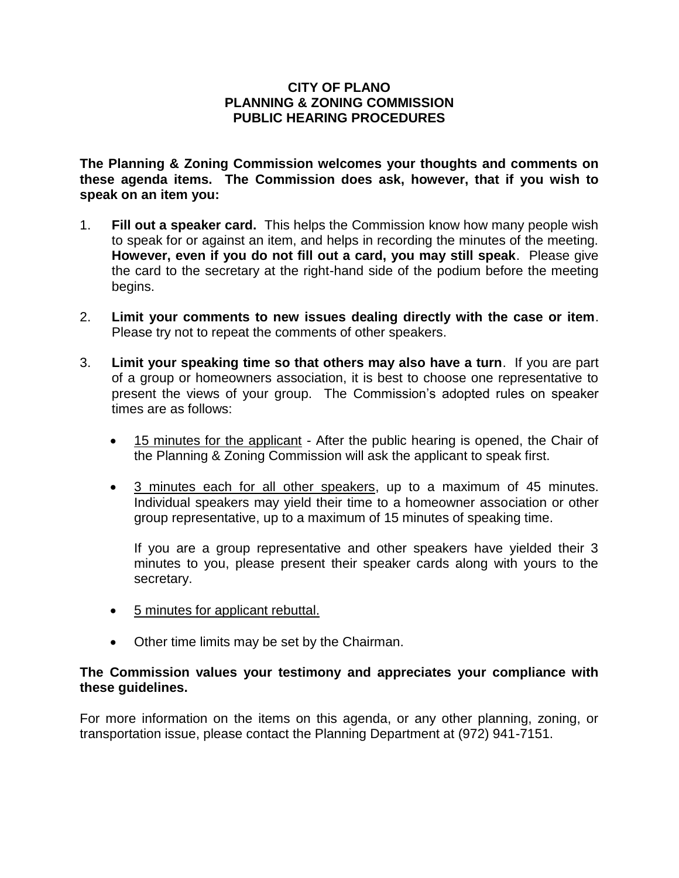# CITY OF PLANO
## PLANNING & ZONING COMMISSION
## PUBLIC HEARING PROCEDURES

**The Planning & Zoning Commission welcomes your thoughts and comments on these agenda items. The Commission does ask, however, that if you wish to speak on an item you:**

1. **Fill out a speaker card.** This helps the Commission know how many people wish to speak for or against an item, and helps in recording the minutes of the meeting. **However, even if you do not fill out a card, you may still speak**. Please give the card to the secretary at the right-hand side of the podium before the meeting begins.

2. **Limit your comments to new issues dealing directly with the case or item**. Please try not to repeat the comments of other speakers.

3. **Limit your speaking time so that others may also have a turn**. If you are part of a group or homeowners association, it is best to choose one representative to present the views of your group. The Commission's adopted rules on speaker times are as follows:

   - <u>15 minutes for the applicant</u> - After the public hearing is opened, the Chair of the Planning & Zoning Commission will ask the applicant to speak first.

   - <u>3 minutes each for all other speakers</u>, up to a maximum of 45 minutes. Individual speakers may yield their time to a homeowner association or other group representative, up to a maximum of 15 minutes of speaking time.

     If you are a group representative and other speakers have yielded their 3 minutes to you, please present their speaker cards along with yours to the secretary.

   - <u>5 minutes for applicant rebuttal.</u>

   - Other time limits may be set by the Chairman.

**The Commission values your testimony and appreciates your compliance with these guidelines.**

For more information on the items on this agenda, or any other planning, zoning, or transportation issue, please contact the Planning Department at (972) 941-7151.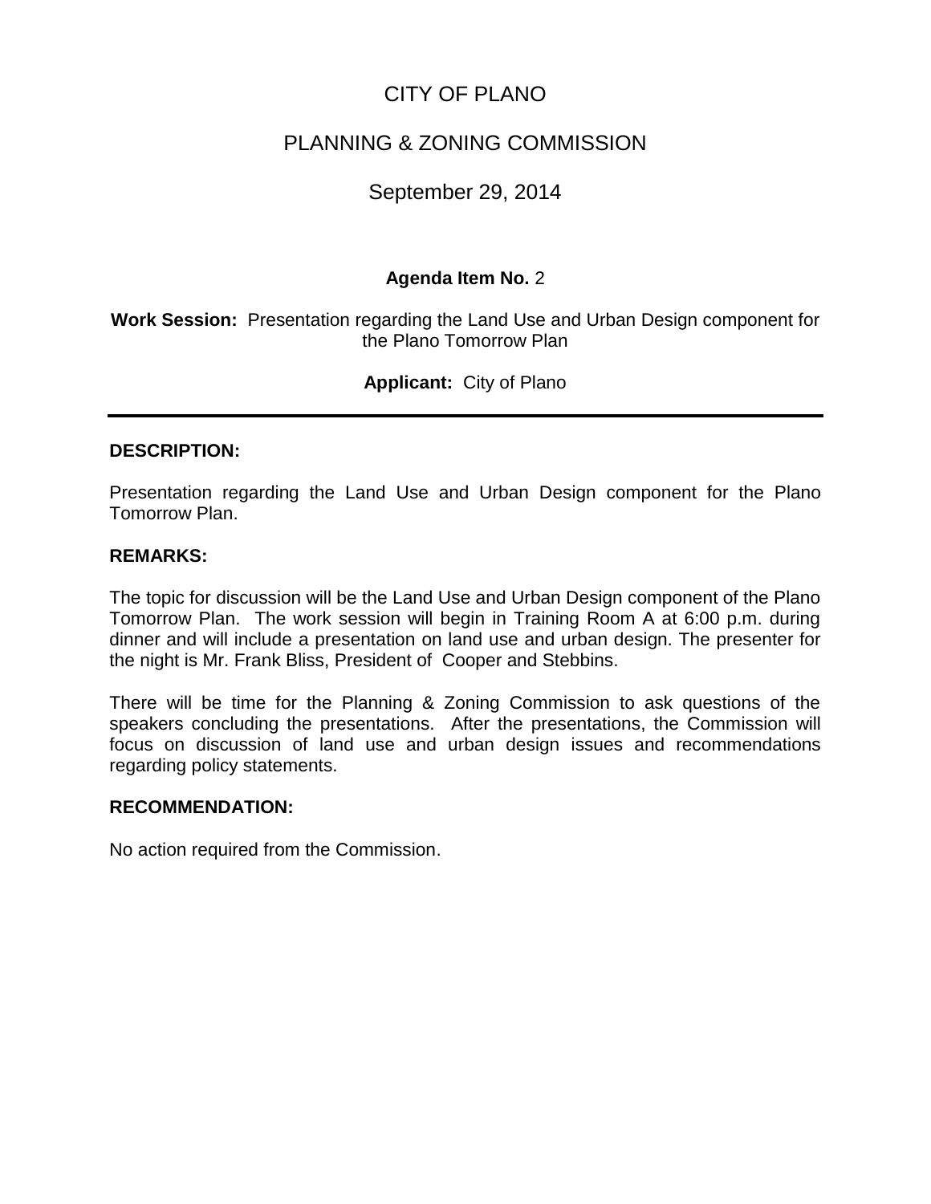# CITY OF PLANO

## PLANNING & ZONING COMMISSION

## September 29, 2014

**Agenda Item No.** 2

**Work Session:** Presentation regarding the Land Use and Urban Design component for the Plano Tomorrow Plan

**Applicant:** City of Plano

---

**DESCRIPTION:**

Presentation regarding the Land Use and Urban Design component for the Plano Tomorrow Plan.

**REMARKS:**

The topic for discussion will be the Land Use and Urban Design component of the Plano Tomorrow Plan. The work session will begin in Training Room A at 6:00 p.m. during dinner and will include a presentation on land use and urban design. The presenter for the night is Mr. Frank Bliss, President of Cooper and Stebbins.

There will be time for the Planning & Zoning Commission to ask questions of the speakers concluding the presentations. After the presentations, the Commission will focus on discussion of land use and urban design issues and recommendations regarding policy statements.

**RECOMMENDATION:**

No action required from the Commission.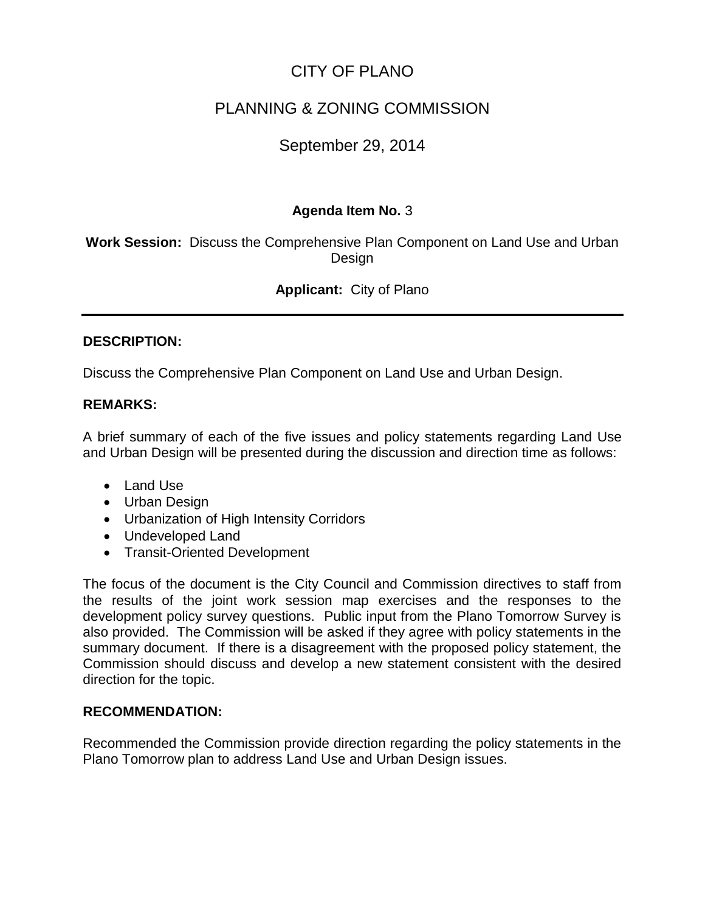# CITY OF PLANO

## PLANNING & ZONING COMMISSION

### September 29, 2014

**Agenda Item No.** 3

**Work Session:** Discuss the Comprehensive Plan Component on Land Use and Urban Design

**Applicant:** City of Plano

---

**DESCRIPTION:**

Discuss the Comprehensive Plan Component on Land Use and Urban Design.

**REMARKS:**

A brief summary of each of the five issues and policy statements regarding Land Use and Urban Design will be presented during the discussion and direction time as follows:

- Land Use
- Urban Design
- Urbanization of High Intensity Corridors
- Undeveloped Land
- Transit-Oriented Development

The focus of the document is the City Council and Commission directives to staff from the results of the joint work session map exercises and the responses to the development policy survey questions. Public input from the Plano Tomorrow Survey is also provided. The Commission will be asked if they agree with policy statements in the summary document. If there is a disagreement with the proposed policy statement, the Commission should discuss and develop a new statement consistent with the desired direction for the topic.

**RECOMMENDATION:**

Recommended the Commission provide direction regarding the policy statements in the Plano Tomorrow plan to address Land Use and Urban Design issues.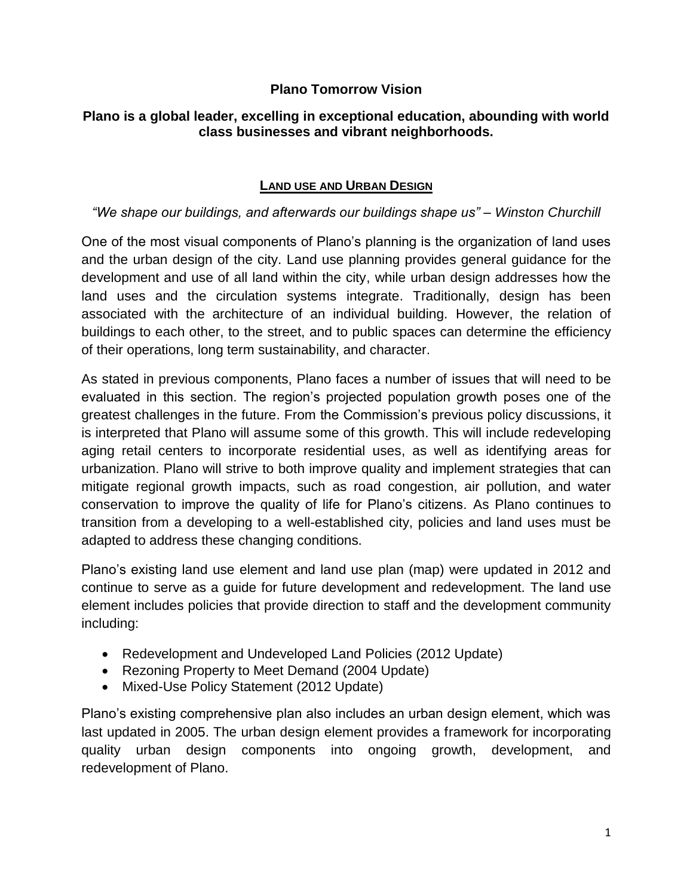# Plano Tomorrow Vision

## Plano is a global leader, excelling in exceptional education, abounding with world class businesses and vibrant neighborhoods.

## LAND USE AND URBAN DESIGN

*"We shape our buildings, and afterwards our buildings shape us" – Winston Churchill*

One of the most visual components of Plano's planning is the organization of land uses and the urban design of the city. Land use planning provides general guidance for the development and use of all land within the city, while urban design addresses how the land uses and the circulation systems integrate. Traditionally, design has been associated with the architecture of an individual building. However, the relation of buildings to each other, to the street, and to public spaces can determine the efficiency of their operations, long term sustainability, and character.

As stated in previous components, Plano faces a number of issues that will need to be evaluated in this section. The region's projected population growth poses one of the greatest challenges in the future. From the Commission's previous policy discussions, it is interpreted that Plano will assume some of this growth. This will include redeveloping aging retail centers to incorporate residential uses, as well as identifying areas for urbanization. Plano will strive to both improve quality and implement strategies that can mitigate regional growth impacts, such as road congestion, air pollution, and water conservation to improve the quality of life for Plano's citizens. As Plano continues to transition from a developing to a well-established city, policies and land uses must be adapted to address these changing conditions.

Plano's existing land use element and land use plan (map) were updated in 2012 and continue to serve as a guide for future development and redevelopment. The land use element includes policies that provide direction to staff and the development community including:

- Redevelopment and Undeveloped Land Policies (2012 Update)
- Rezoning Property to Meet Demand (2004 Update)
- Mixed-Use Policy Statement (2012 Update)

Plano's existing comprehensive plan also includes an urban design element, which was last updated in 2005. The urban design element provides a framework for incorporating quality urban design components into ongoing growth, development, and redevelopment of Plano.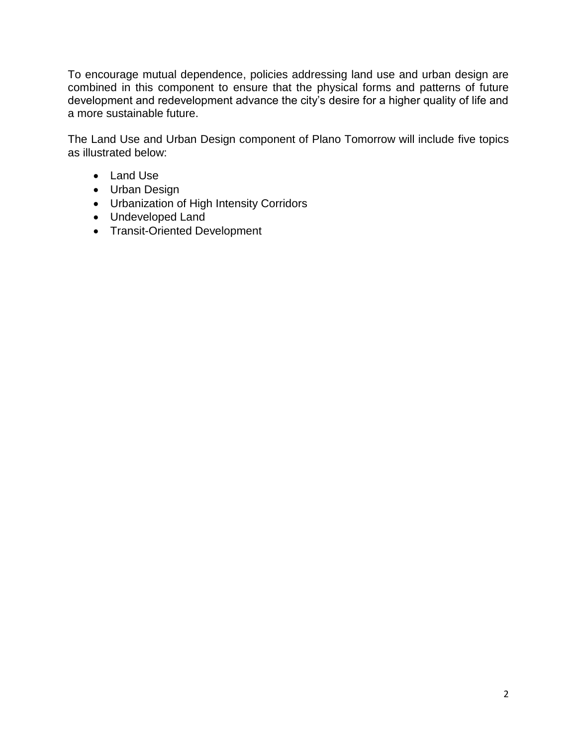To encourage mutual dependence, policies addressing land use and urban design are combined in this component to ensure that the physical forms and patterns of future development and redevelopment advance the city's desire for a higher quality of life and a more sustainable future.

The Land Use and Urban Design component of Plano Tomorrow will include five topics as illustrated below:

- Land Use
- Urban Design
- Urbanization of High Intensity Corridors
- Undeveloped Land
- Transit-Oriented Development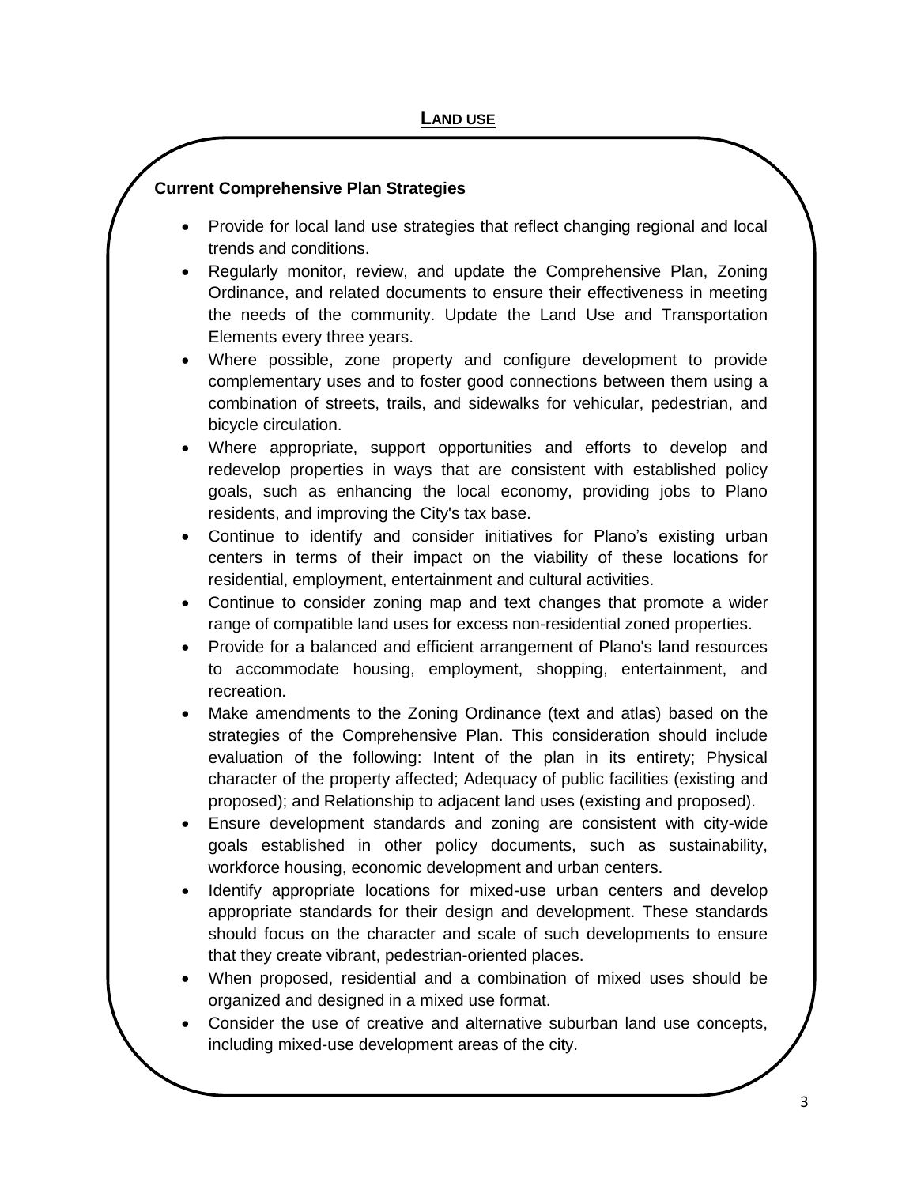## LAND USE

**Current Comprehensive Plan Strategies**

- Provide for local land use strategies that reflect changing regional and local trends and conditions.
- Regularly monitor, review, and update the Comprehensive Plan, Zoning Ordinance, and related documents to ensure their effectiveness in meeting the needs of the community. Update the Land Use and Transportation Elements every three years.
- Where possible, zone property and configure development to provide complementary uses and to foster good connections between them using a combination of streets, trails, and sidewalks for vehicular, pedestrian, and bicycle circulation.
- Where appropriate, support opportunities and efforts to develop and redevelop properties in ways that are consistent with established policy goals, such as enhancing the local economy, providing jobs to Plano residents, and improving the City's tax base.
- Continue to identify and consider initiatives for Plano's existing urban centers in terms of their impact on the viability of these locations for residential, employment, entertainment and cultural activities.
- Continue to consider zoning map and text changes that promote a wider range of compatible land uses for excess non-residential zoned properties.
- Provide for a balanced and efficient arrangement of Plano's land resources to accommodate housing, employment, shopping, entertainment, and recreation.
- Make amendments to the Zoning Ordinance (text and atlas) based on the strategies of the Comprehensive Plan. This consideration should include evaluation of the following: Intent of the plan in its entirety; Physical character of the property affected; Adequacy of public facilities (existing and proposed); and Relationship to adjacent land uses (existing and proposed).
- Ensure development standards and zoning are consistent with city-wide goals established in other policy documents, such as sustainability, workforce housing, economic development and urban centers.
- Identify appropriate locations for mixed-use urban centers and develop appropriate standards for their design and development. These standards should focus on the character and scale of such developments to ensure that they create vibrant, pedestrian-oriented places.
- When proposed, residential and a combination of mixed uses should be organized and designed in a mixed use format.
- Consider the use of creative and alternative suburban land use concepts, including mixed-use development areas of the city.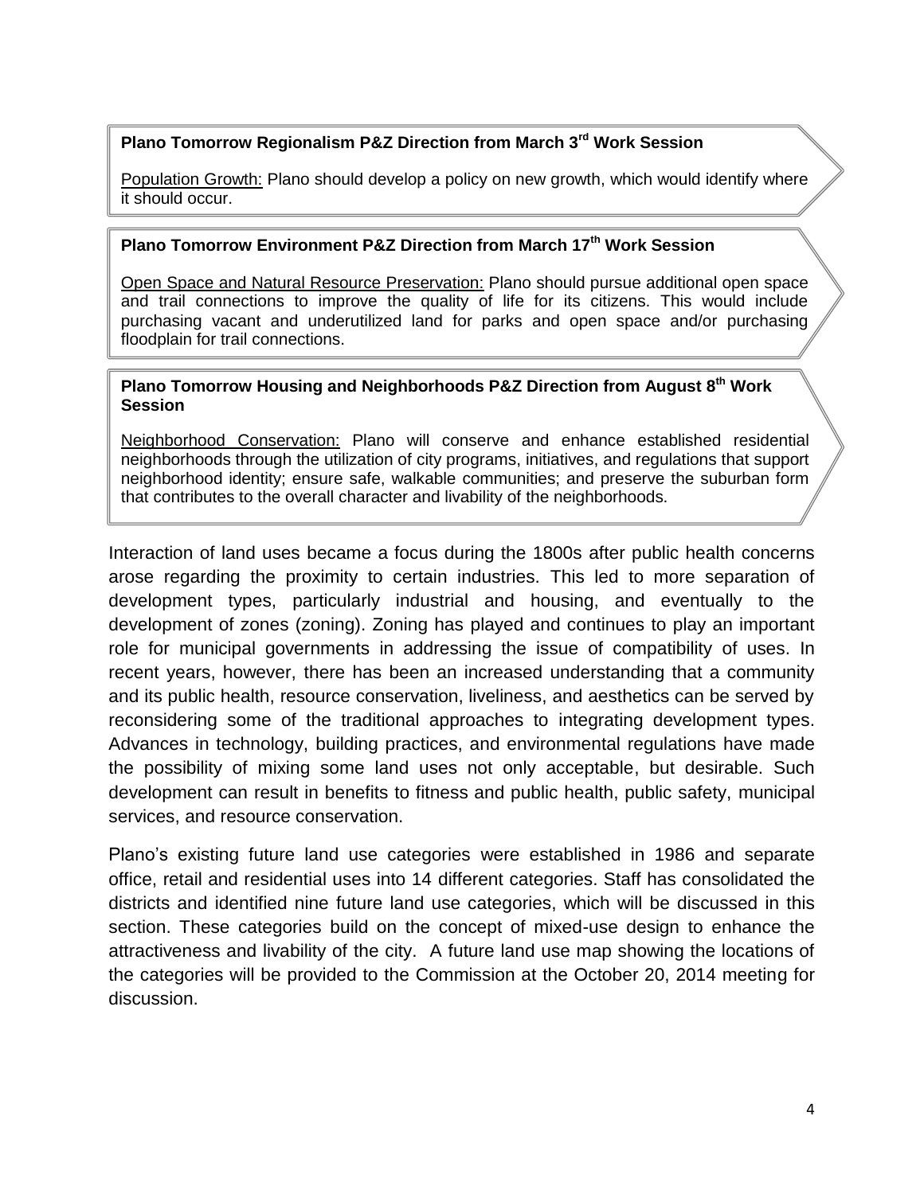**Plano Tomorrow Regionalism P&Z Direction from March 3rd Work Session**

Population Growth: Plano should develop a policy on new growth, which would identify where it should occur.

**Plano Tomorrow Environment P&Z Direction from March 17th Work Session**

Open Space and Natural Resource Preservation: Plano should pursue additional open space and trail connections to improve the quality of life for its citizens. This would include purchasing vacant and underutilized land for parks and open space and/or purchasing floodplain for trail connections.

**Plano Tomorrow Housing and Neighborhoods P&Z Direction from August 8th Work Session**

Neighborhood Conservation: Plano will conserve and enhance established residential neighborhoods through the utilization of city programs, initiatives, and regulations that support neighborhood identity; ensure safe, walkable communities; and preserve the suburban form that contributes to the overall character and livability of the neighborhoods.

Interaction of land uses became a focus during the 1800s after public health concerns arose regarding the proximity to certain industries. This led to more separation of development types, particularly industrial and housing, and eventually to the development of zones (zoning). Zoning has played and continues to play an important role for municipal governments in addressing the issue of compatibility of uses. In recent years, however, there has been an increased understanding that a community and its public health, resource conservation, liveliness, and aesthetics can be served by reconsidering some of the traditional approaches to integrating development types. Advances in technology, building practices, and environmental regulations have made the possibility of mixing some land uses not only acceptable, but desirable. Such development can result in benefits to fitness and public health, public safety, municipal services, and resource conservation.

Plano's existing future land use categories were established in 1986 and separate office, retail and residential uses into 14 different categories. Staff has consolidated the districts and identified nine future land use categories, which will be discussed in this section. These categories build on the concept of mixed-use design to enhance the attractiveness and livability of the city. A future land use map showing the locations of the categories will be provided to the Commission at the October 20, 2014 meeting for discussion.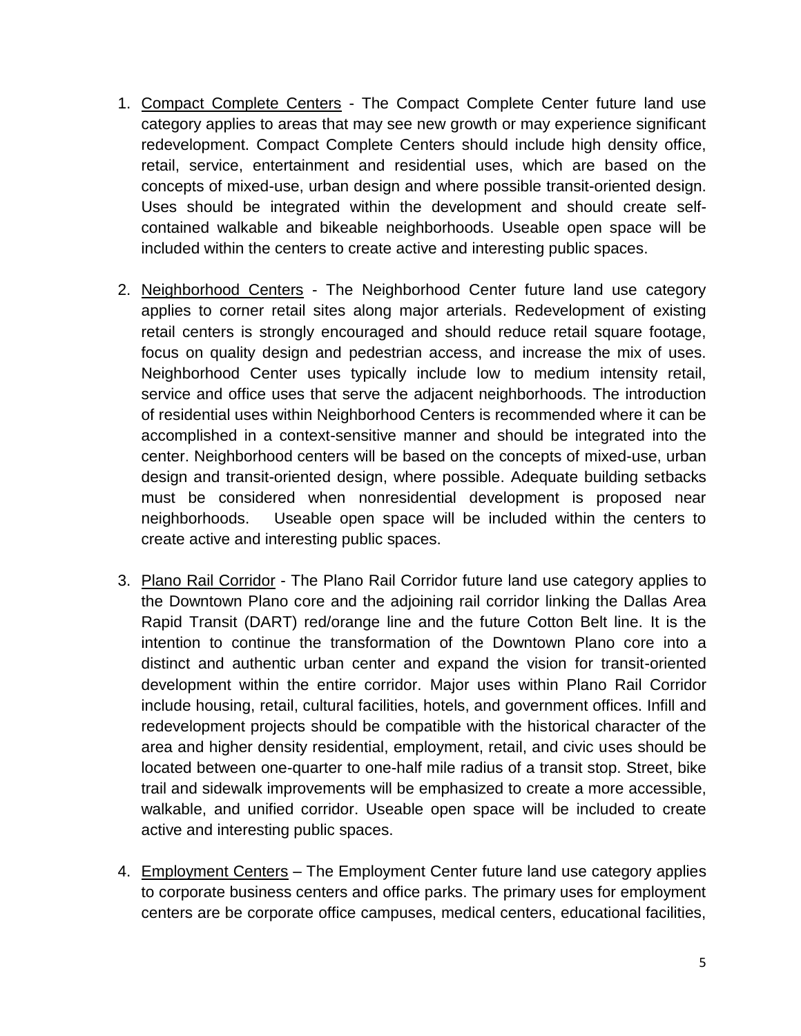1. <u>Compact Complete Centers</u> - The Compact Complete Center future land use category applies to areas that may see new growth or may experience significant redevelopment. Compact Complete Centers should include high density office, retail, service, entertainment and residential uses, which are based on the concepts of mixed-use, urban design and where possible transit-oriented design. Uses should be integrated within the development and should create self-contained walkable and bikeable neighborhoods. Useable open space will be included within the centers to create active and interesting public spaces.

2. <u>Neighborhood Centers</u> - The Neighborhood Center future land use category applies to corner retail sites along major arterials. Redevelopment of existing retail centers is strongly encouraged and should reduce retail square footage, focus on quality design and pedestrian access, and increase the mix of uses. Neighborhood Center uses typically include low to medium intensity retail, service and office uses that serve the adjacent neighborhoods. The introduction of residential uses within Neighborhood Centers is recommended where it can be accomplished in a context-sensitive manner and should be integrated into the center. Neighborhood centers will be based on the concepts of mixed-use, urban design and transit-oriented design, where possible. Adequate building setbacks must be considered when nonresidential development is proposed near neighborhoods. Useable open space will be included within the centers to create active and interesting public spaces.

3. <u>Plano Rail Corridor</u> - The Plano Rail Corridor future land use category applies to the Downtown Plano core and the adjoining rail corridor linking the Dallas Area Rapid Transit (DART) red/orange line and the future Cotton Belt line. It is the intention to continue the transformation of the Downtown Plano core into a distinct and authentic urban center and expand the vision for transit-oriented development within the entire corridor. Major uses within Plano Rail Corridor include housing, retail, cultural facilities, hotels, and government offices. Infill and redevelopment projects should be compatible with the historical character of the area and higher density residential, employment, retail, and civic uses should be located between one-quarter to one-half mile radius of a transit stop. Street, bike trail and sidewalk improvements will be emphasized to create a more accessible, walkable, and unified corridor. Useable open space will be included to create active and interesting public spaces.

4. <u>Employment Centers</u> – The Employment Center future land use category applies to corporate business centers and office parks. The primary uses for employment centers are be corporate office campuses, medical centers, educational facilities,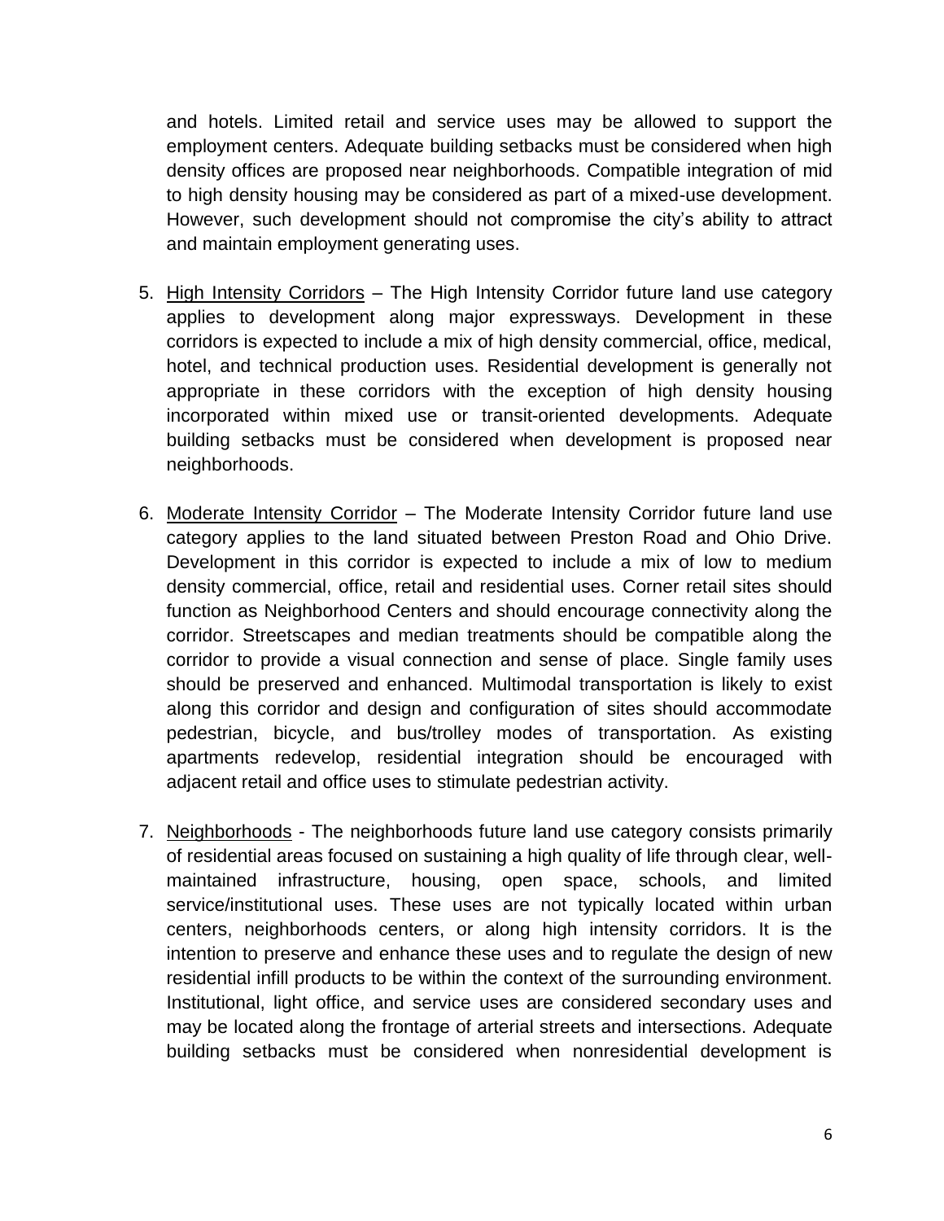and hotels. Limited retail and service uses may be allowed to support the employment centers. Adequate building setbacks must be considered when high density offices are proposed near neighborhoods. Compatible integration of mid to high density housing may be considered as part of a mixed-use development. However, such development should not compromise the city's ability to attract and maintain employment generating uses.

5. High Intensity Corridors – The High Intensity Corridor future land use category applies to development along major expressways. Development in these corridors is expected to include a mix of high density commercial, office, medical, hotel, and technical production uses. Residential development is generally not appropriate in these corridors with the exception of high density housing incorporated within mixed use or transit-oriented developments. Adequate building setbacks must be considered when development is proposed near neighborhoods.

6. Moderate Intensity Corridor – The Moderate Intensity Corridor future land use category applies to the land situated between Preston Road and Ohio Drive. Development in this corridor is expected to include a mix of low to medium density commercial, office, retail and residential uses. Corner retail sites should function as Neighborhood Centers and should encourage connectivity along the corridor. Streetscapes and median treatments should be compatible along the corridor to provide a visual connection and sense of place. Single family uses should be preserved and enhanced. Multimodal transportation is likely to exist along this corridor and design and configuration of sites should accommodate pedestrian, bicycle, and bus/trolley modes of transportation. As existing apartments redevelop, residential integration should be encouraged with adjacent retail and office uses to stimulate pedestrian activity.

7. Neighborhoods - The neighborhoods future land use category consists primarily of residential areas focused on sustaining a high quality of life through clear, well-maintained infrastructure, housing, open space, schools, and limited service/institutional uses. These uses are not typically located within urban centers, neighborhoods centers, or along high intensity corridors. It is the intention to preserve and enhance these uses and to regulate the design of new residential infill products to be within the context of the surrounding environment. Institutional, light office, and service uses are considered secondary uses and may be located along the frontage of arterial streets and intersections. Adequate building setbacks must be considered when nonresidential development is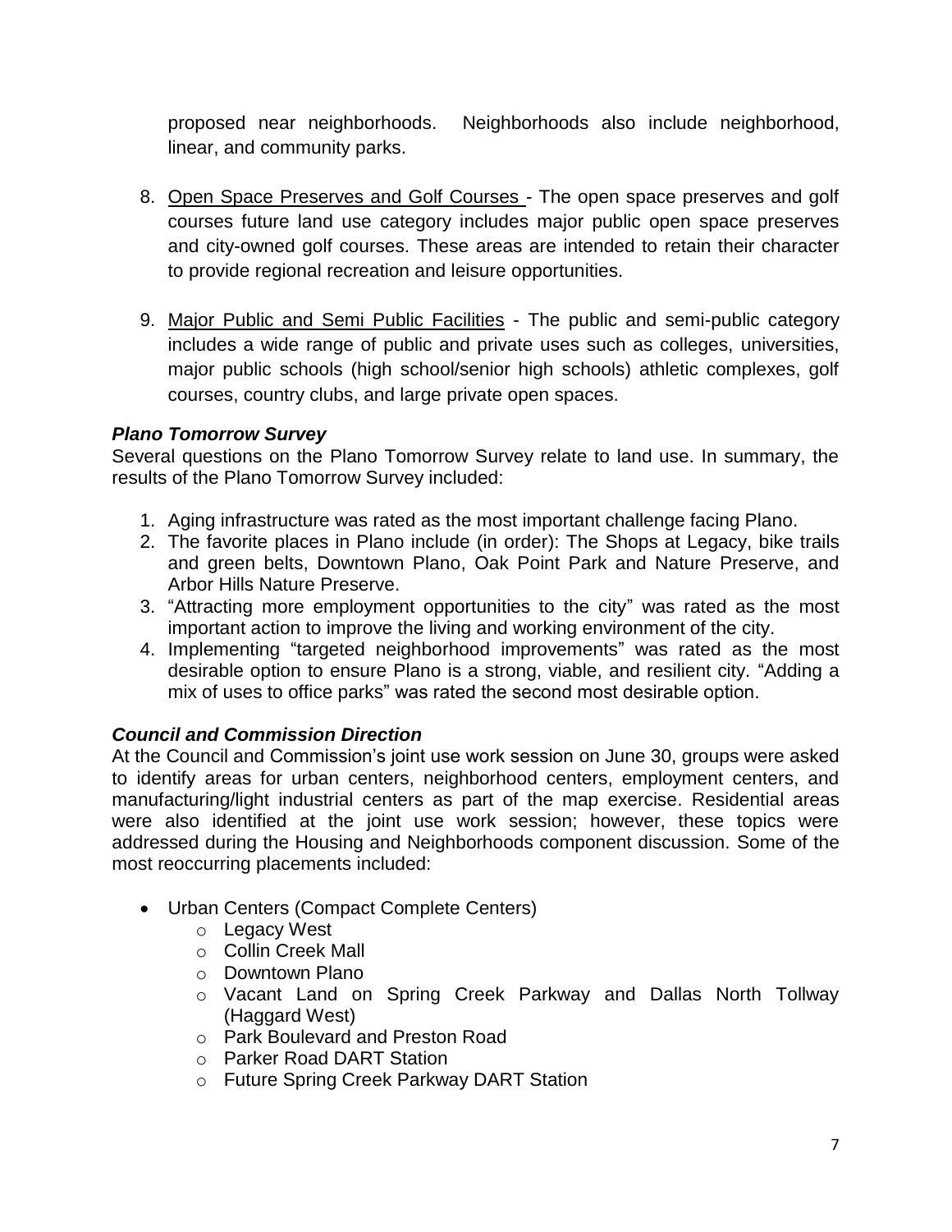proposed near neighborhoods. Neighborhoods also include neighborhood, linear, and community parks.

8. Open Space Preserves and Golf Courses - The open space preserves and golf courses future land use category includes major public open space preserves and city-owned golf courses. These areas are intended to retain their character to provide regional recreation and leisure opportunities.

9. Major Public and Semi Public Facilities - The public and semi-public category includes a wide range of public and private uses such as colleges, universities, major public schools (high school/senior high schools) athletic complexes, golf courses, country clubs, and large private open spaces.

***Plano Tomorrow Survey***

Several questions on the Plano Tomorrow Survey relate to land use. In summary, the results of the Plano Tomorrow Survey included:

1. Aging infrastructure was rated as the most important challenge facing Plano.
2. The favorite places in Plano include (in order): The Shops at Legacy, bike trails and green belts, Downtown Plano, Oak Point Park and Nature Preserve, and Arbor Hills Nature Preserve.
3. "Attracting more employment opportunities to the city" was rated as the most important action to improve the living and working environment of the city.
4. Implementing "targeted neighborhood improvements" was rated as the most desirable option to ensure Plano is a strong, viable, and resilient city. "Adding a mix of uses to office parks" was rated the second most desirable option.

***Council and Commission Direction***

At the Council and Commission's joint use work session on June 30, groups were asked to identify areas for urban centers, neighborhood centers, employment centers, and manufacturing/light industrial centers as part of the map exercise. Residential areas were also identified at the joint use work session; however, these topics were addressed during the Housing and Neighborhoods component discussion. Some of the most reoccurring placements included:

- Urban Centers (Compact Complete Centers)
  - Legacy West
  - Collin Creek Mall
  - Downtown Plano
  - Vacant Land on Spring Creek Parkway and Dallas North Tollway (Haggard West)
  - Park Boulevard and Preston Road
  - Parker Road DART Station
  - Future Spring Creek Parkway DART Station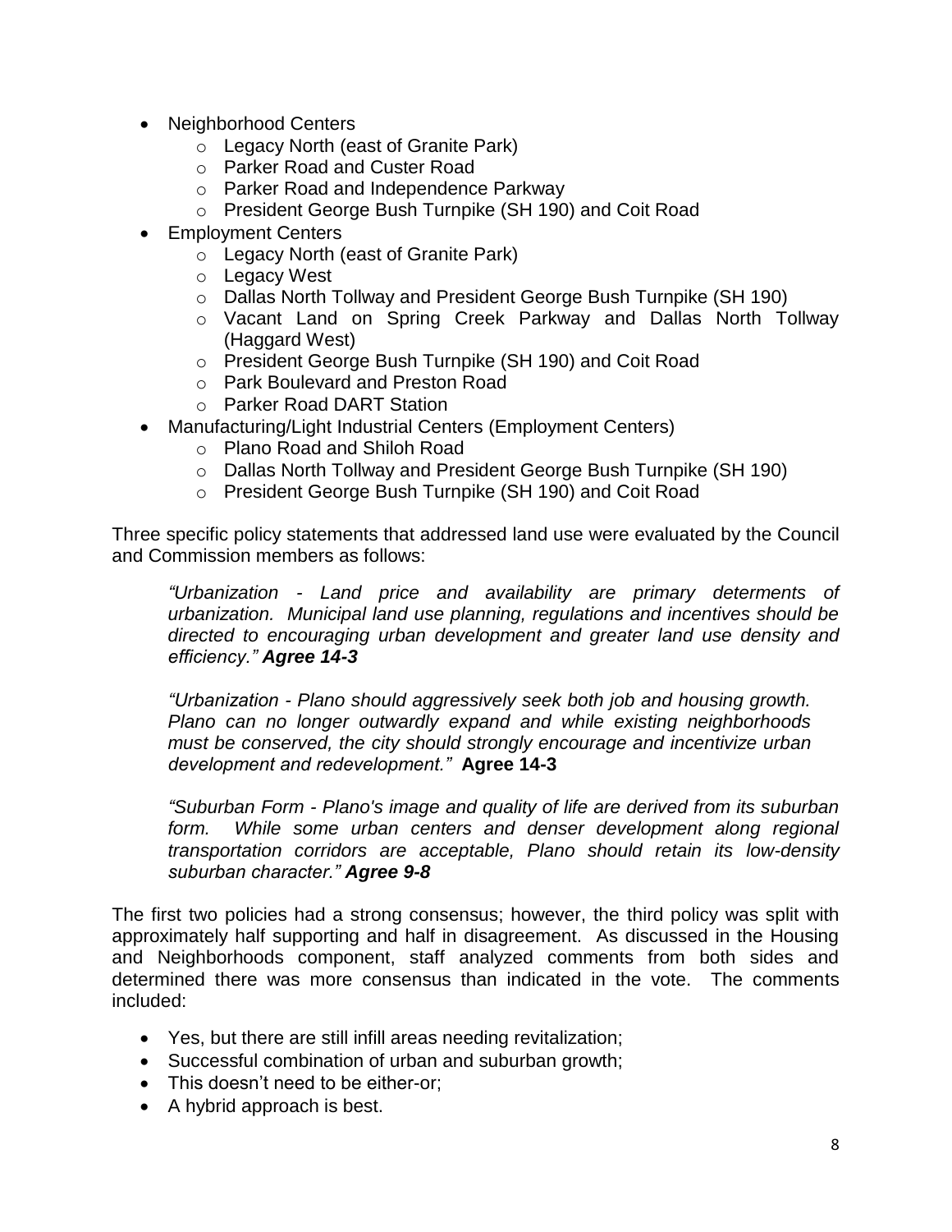- Neighborhood Centers
  - Legacy North (east of Granite Park)
  - Parker Road and Custer Road
  - Parker Road and Independence Parkway
  - President George Bush Turnpike (SH 190) and Coit Road
- Employment Centers
  - Legacy North (east of Granite Park)
  - Legacy West
  - Dallas North Tollway and President George Bush Turnpike (SH 190)
  - Vacant Land on Spring Creek Parkway and Dallas North Tollway (Haggard West)
  - President George Bush Turnpike (SH 190) and Coit Road
  - Park Boulevard and Preston Road
  - Parker Road DART Station
- Manufacturing/Light Industrial Centers (Employment Centers)
  - Plano Road and Shiloh Road
  - Dallas North Tollway and President George Bush Turnpike (SH 190)
  - President George Bush Turnpike (SH 190) and Coit Road

Three specific policy statements that addressed land use were evaluated by the Council and Commission members as follows:

> *"Urbanization - Land price and availability are primary determents of urbanization. Municipal land use planning, regulations and incentives should be directed to encouraging urban development and greater land use density and efficiency."* ***Agree 14-3***
>
> *"Urbanization - Plano should aggressively seek both job and housing growth. Plano can no longer outwardly expand and while existing neighborhoods must be conserved, the city should strongly encourage and incentivize urban development and redevelopment."* **Agree 14-3**
>
> *"Suburban Form - Plano's image and quality of life are derived from its suburban form. While some urban centers and denser development along regional transportation corridors are acceptable, Plano should retain its low-density suburban character."* ***Agree 9-8***

The first two policies had a strong consensus; however, the third policy was split with approximately half supporting and half in disagreement. As discussed in the Housing and Neighborhoods component, staff analyzed comments from both sides and determined there was more consensus than indicated in the vote. The comments included:

- Yes, but there are still infill areas needing revitalization;
- Successful combination of urban and suburban growth;
- This doesn't need to be either-or;
- A hybrid approach is best.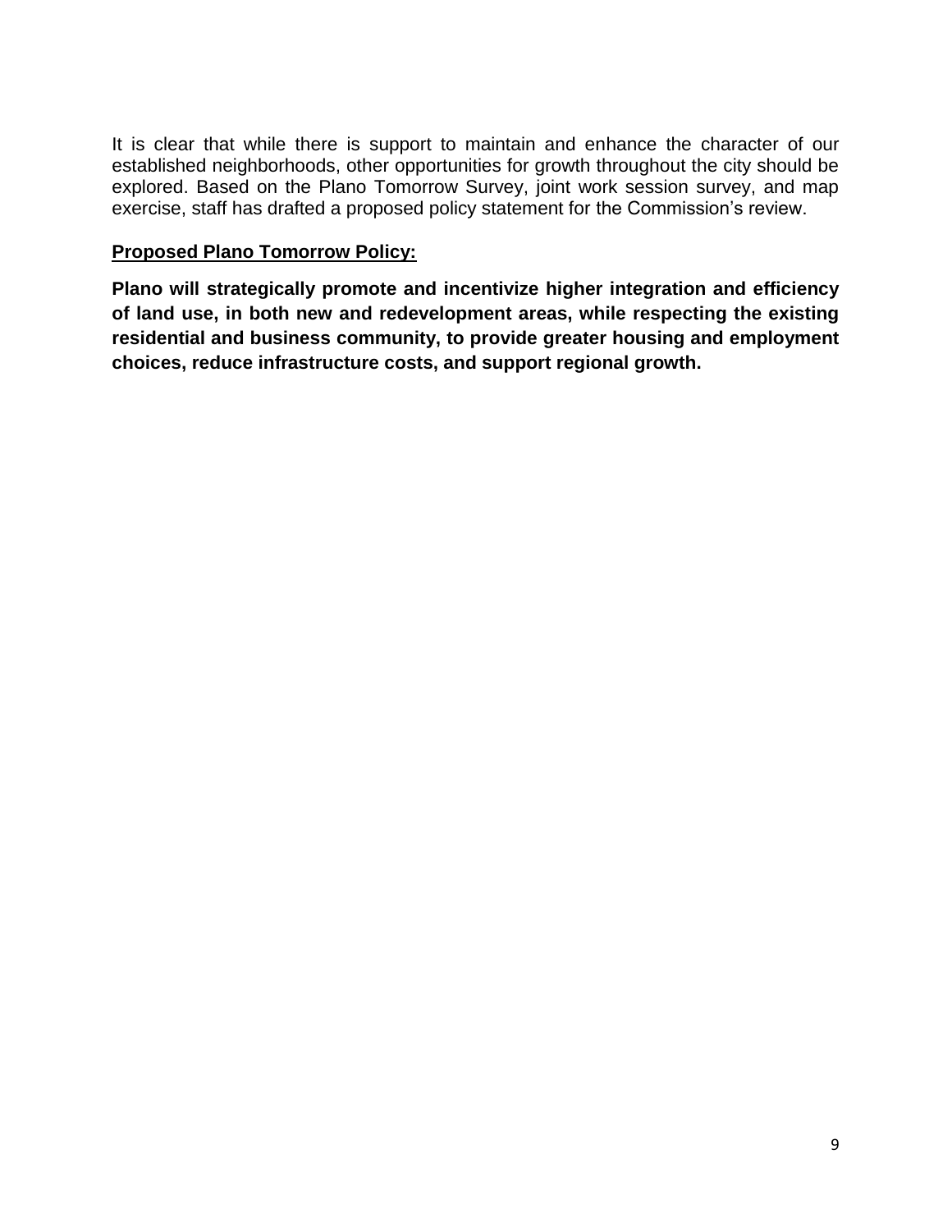It is clear that while there is support to maintain and enhance the character of our established neighborhoods, other opportunities for growth throughout the city should be explored. Based on the Plano Tomorrow Survey, joint work session survey, and map exercise, staff has drafted a proposed policy statement for the Commission's review.

**Proposed Plano Tomorrow Policy:**

**Plano will strategically promote and incentivize higher integration and efficiency of land use, in both new and redevelopment areas, while respecting the existing residential and business community, to provide greater housing and employment choices, reduce infrastructure costs, and support regional growth.**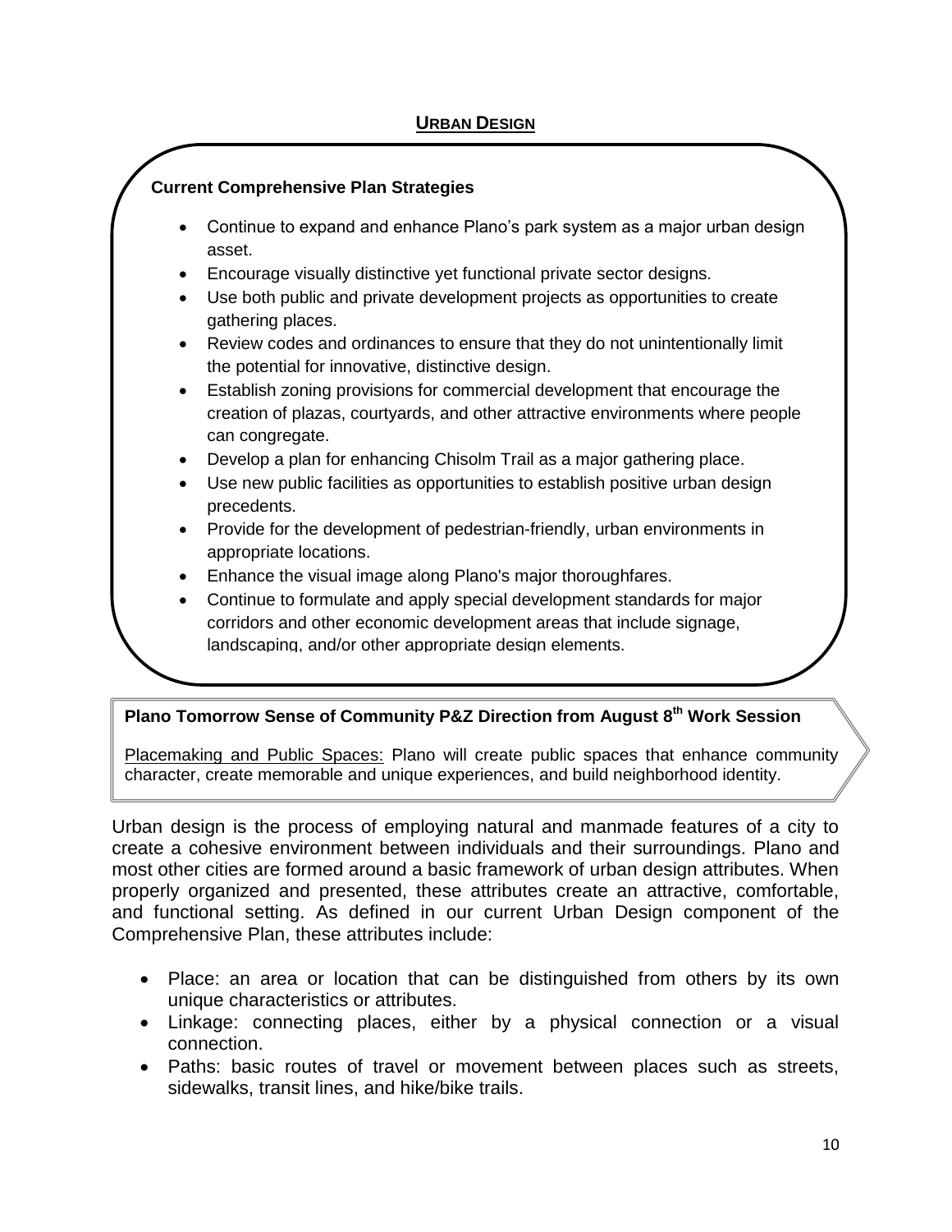## URBAN DESIGN

**Current Comprehensive Plan Strategies**

- Continue to expand and enhance Plano's park system as a major urban design asset.
- Encourage visually distinctive yet functional private sector designs.
- Use both public and private development projects as opportunities to create gathering places.
- Review codes and ordinances to ensure that they do not unintentionally limit the potential for innovative, distinctive design.
- Establish zoning provisions for commercial development that encourage the creation of plazas, courtyards, and other attractive environments where people can congregate.
- Develop a plan for enhancing Chisolm Trail as a major gathering place.
- Use new public facilities as opportunities to establish positive urban design precedents.
- Provide for the development of pedestrian-friendly, urban environments in appropriate locations.
- Enhance the visual image along Plano's major thoroughfares.
- Continue to formulate and apply special development standards for major corridors and other economic development areas that include signage, landscaping, and/or other appropriate design elements.

**Plano Tomorrow Sense of Community P&Z Direction from August 8th Work Session**

Placemaking and Public Spaces: Plano will create public spaces that enhance community character, create memorable and unique experiences, and build neighborhood identity.

Urban design is the process of employing natural and manmade features of a city to create a cohesive environment between individuals and their surroundings. Plano and most other cities are formed around a basic framework of urban design attributes. When properly organized and presented, these attributes create an attractive, comfortable, and functional setting. As defined in our current Urban Design component of the Comprehensive Plan, these attributes include:

- Place: an area or location that can be distinguished from others by its own unique characteristics or attributes.
- Linkage: connecting places, either by a physical connection or a visual connection.
- Paths: basic routes of travel or movement between places such as streets, sidewalks, transit lines, and hike/bike trails.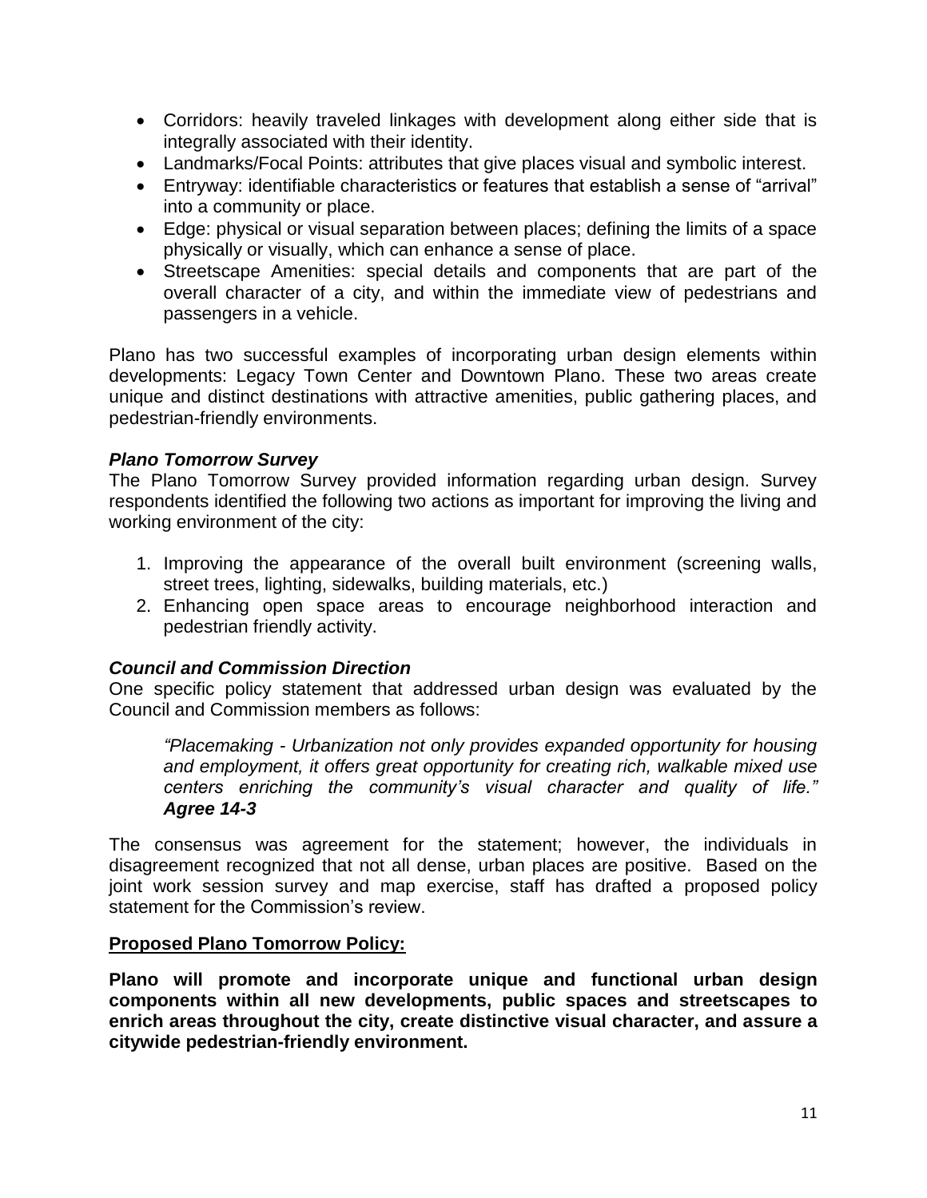- Corridors: heavily traveled linkages with development along either side that is integrally associated with their identity.
- Landmarks/Focal Points: attributes that give places visual and symbolic interest.
- Entryway: identifiable characteristics or features that establish a sense of "arrival" into a community or place.
- Edge: physical or visual separation between places; defining the limits of a space physically or visually, which can enhance a sense of place.
- Streetscape Amenities: special details and components that are part of the overall character of a city, and within the immediate view of pedestrians and passengers in a vehicle.

Plano has two successful examples of incorporating urban design elements within developments: Legacy Town Center and Downtown Plano. These two areas create unique and distinct destinations with attractive amenities, public gathering places, and pedestrian-friendly environments.

***Plano Tomorrow Survey***

The Plano Tomorrow Survey provided information regarding urban design. Survey respondents identified the following two actions as important for improving the living and working environment of the city:

1. Improving the appearance of the overall built environment (screening walls, street trees, lighting, sidewalks, building materials, etc.)
2. Enhancing open space areas to encourage neighborhood interaction and pedestrian friendly activity.

***Council and Commission Direction***

One specific policy statement that addressed urban design was evaluated by the Council and Commission members as follows:

> *"Placemaking - Urbanization not only provides expanded opportunity for housing and employment, it offers great opportunity for creating rich, walkable mixed use centers enriching the community's visual character and quality of life."* ***Agree 14-3***

The consensus was agreement for the statement; however, the individuals in disagreement recognized that not all dense, urban places are positive. Based on the joint work session survey and map exercise, staff has drafted a proposed policy statement for the Commission's review.

**Proposed Plano Tomorrow Policy:**

**Plano will promote and incorporate unique and functional urban design components within all new developments, public spaces and streetscapes to enrich areas throughout the city, create distinctive visual character, and assure a citywide pedestrian-friendly environment.**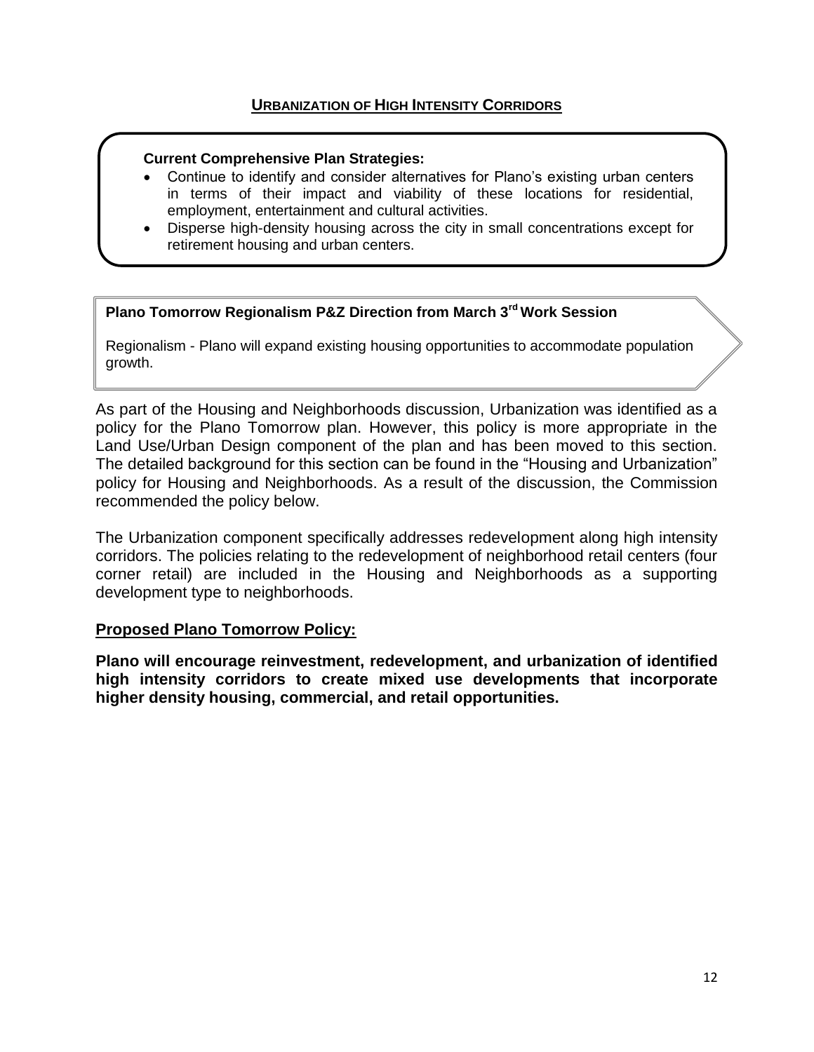## Urbanization of High Intensity Corridors

**Current Comprehensive Plan Strategies:**

- Continue to identify and consider alternatives for Plano's existing urban centers in terms of their impact and viability of these locations for residential, employment, entertainment and cultural activities.
- Disperse high-density housing across the city in small concentrations except for retirement housing and urban centers.

**Plano Tomorrow Regionalism P&Z Direction from March 3rd Work Session**

Regionalism - Plano will expand existing housing opportunities to accommodate population growth.

As part of the Housing and Neighborhoods discussion, Urbanization was identified as a policy for the Plano Tomorrow plan. However, this policy is more appropriate in the Land Use/Urban Design component of the plan and has been moved to this section. The detailed background for this section can be found in the "Housing and Urbanization" policy for Housing and Neighborhoods. As a result of the discussion, the Commission recommended the policy below.

The Urbanization component specifically addresses redevelopment along high intensity corridors. The policies relating to the redevelopment of neighborhood retail centers (four corner retail) are included in the Housing and Neighborhoods as a supporting development type to neighborhoods.

### Proposed Plano Tomorrow Policy:

**Plano will encourage reinvestment, redevelopment, and urbanization of identified high intensity corridors to create mixed use developments that incorporate higher density housing, commercial, and retail opportunities.**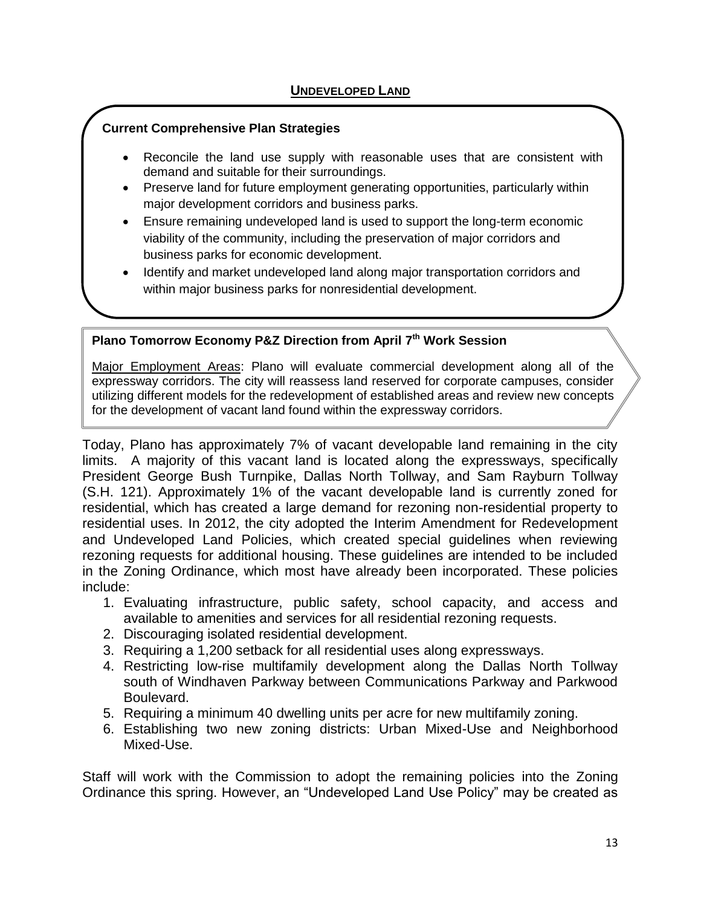## UNDEVELOPED LAND

**Current Comprehensive Plan Strategies**

- Reconcile the land use supply with reasonable uses that are consistent with demand and suitable for their surroundings.
- Preserve land for future employment generating opportunities, particularly within major development corridors and business parks.
- Ensure remaining undeveloped land is used to support the long-term economic viability of the community, including the preservation of major corridors and business parks for economic development.
- Identify and market undeveloped land along major transportation corridors and within major business parks for nonresidential development.

**Plano Tomorrow Economy P&Z Direction from April 7th Work Session**

Major Employment Areas: Plano will evaluate commercial development along all of the expressway corridors. The city will reassess land reserved for corporate campuses, consider utilizing different models for the redevelopment of established areas and review new concepts for the development of vacant land found within the expressway corridors.

Today, Plano has approximately 7% of vacant developable land remaining in the city limits. A majority of this vacant land is located along the expressways, specifically President George Bush Turnpike, Dallas North Tollway, and Sam Rayburn Tollway (S.H. 121). Approximately 1% of the vacant developable land is currently zoned for residential, which has created a large demand for rezoning non-residential property to residential uses. In 2012, the city adopted the Interim Amendment for Redevelopment and Undeveloped Land Policies, which created special guidelines when reviewing rezoning requests for additional housing. These guidelines are intended to be included in the Zoning Ordinance, which most have already been incorporated. These policies include:

1. Evaluating infrastructure, public safety, school capacity, and access and available to amenities and services for all residential rezoning requests.
2. Discouraging isolated residential development.
3. Requiring a 1,200 setback for all residential uses along expressways.
4. Restricting low-rise multifamily development along the Dallas North Tollway south of Windhaven Parkway between Communications Parkway and Parkwood Boulevard.
5. Requiring a minimum 40 dwelling units per acre for new multifamily zoning.
6. Establishing two new zoning districts: Urban Mixed-Use and Neighborhood Mixed-Use.

Staff will work with the Commission to adopt the remaining policies into the Zoning Ordinance this spring. However, an "Undeveloped Land Use Policy" may be created as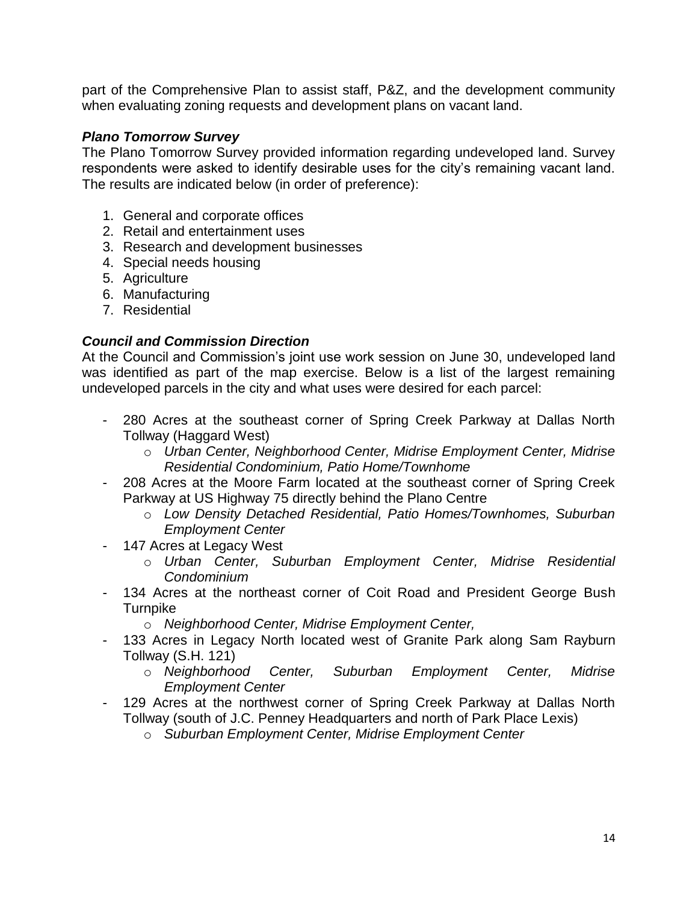part of the Comprehensive Plan to assist staff, P&Z, and the development community when evaluating zoning requests and development plans on vacant land.

***Plano Tomorrow Survey***

The Plano Tomorrow Survey provided information regarding undeveloped land. Survey respondents were asked to identify desirable uses for the city's remaining vacant land. The results are indicated below (in order of preference):

1. General and corporate offices
2. Retail and entertainment uses
3. Research and development businesses
4. Special needs housing
5. Agriculture
6. Manufacturing
7. Residential

***Council and Commission Direction***

At the Council and Commission's joint use work session on June 30, undeveloped land was identified as part of the map exercise. Below is a list of the largest remaining undeveloped parcels in the city and what uses were desired for each parcel:

- 280 Acres at the southeast corner of Spring Creek Parkway at Dallas North Tollway (Haggard West)
    - *Urban Center, Neighborhood Center, Midrise Employment Center, Midrise Residential Condominium, Patio Home/Townhome*
- 208 Acres at the Moore Farm located at the southeast corner of Spring Creek Parkway at US Highway 75 directly behind the Plano Centre
    - *Low Density Detached Residential, Patio Homes/Townhomes, Suburban Employment Center*
- 147 Acres at Legacy West
    - *Urban Center, Suburban Employment Center, Midrise Residential Condominium*
- 134 Acres at the northeast corner of Coit Road and President George Bush Turnpike
    - *Neighborhood Center, Midrise Employment Center,*
- 133 Acres in Legacy North located west of Granite Park along Sam Rayburn Tollway (S.H. 121)
    - *Neighborhood Center, Suburban Employment Center, Midrise Employment Center*
- 129 Acres at the northwest corner of Spring Creek Parkway at Dallas North Tollway (south of J.C. Penney Headquarters and north of Park Place Lexis)
    - *Suburban Employment Center, Midrise Employment Center*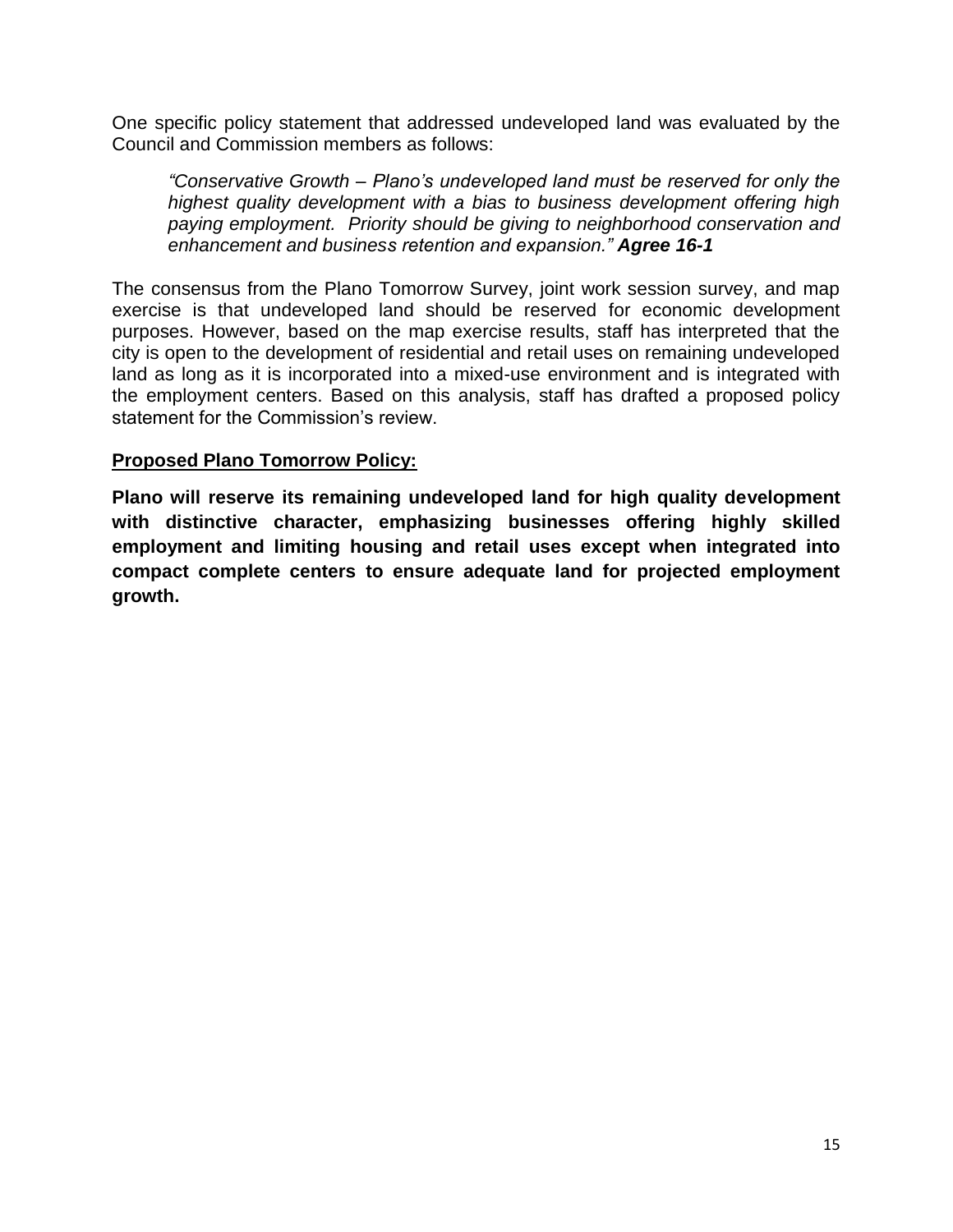One specific policy statement that addressed undeveloped land was evaluated by the Council and Commission members as follows:

> *"Conservative Growth – Plano's undeveloped land must be reserved for only the highest quality development with a bias to business development offering high paying employment. Priority should be giving to neighborhood conservation and enhancement and business retention and expansion."* ***Agree 16-1***

The consensus from the Plano Tomorrow Survey, joint work session survey, and map exercise is that undeveloped land should be reserved for economic development purposes. However, based on the map exercise results, staff has interpreted that the city is open to the development of residential and retail uses on remaining undeveloped land as long as it is incorporated into a mixed-use environment and is integrated with the employment centers. Based on this analysis, staff has drafted a proposed policy statement for the Commission's review.

**<u>Proposed Plano Tomorrow Policy:</u>**

**Plano will reserve its remaining undeveloped land for high quality development with distinctive character, emphasizing businesses offering highly skilled employment and limiting housing and retail uses except when integrated into compact complete centers to ensure adequate land for projected employment growth.**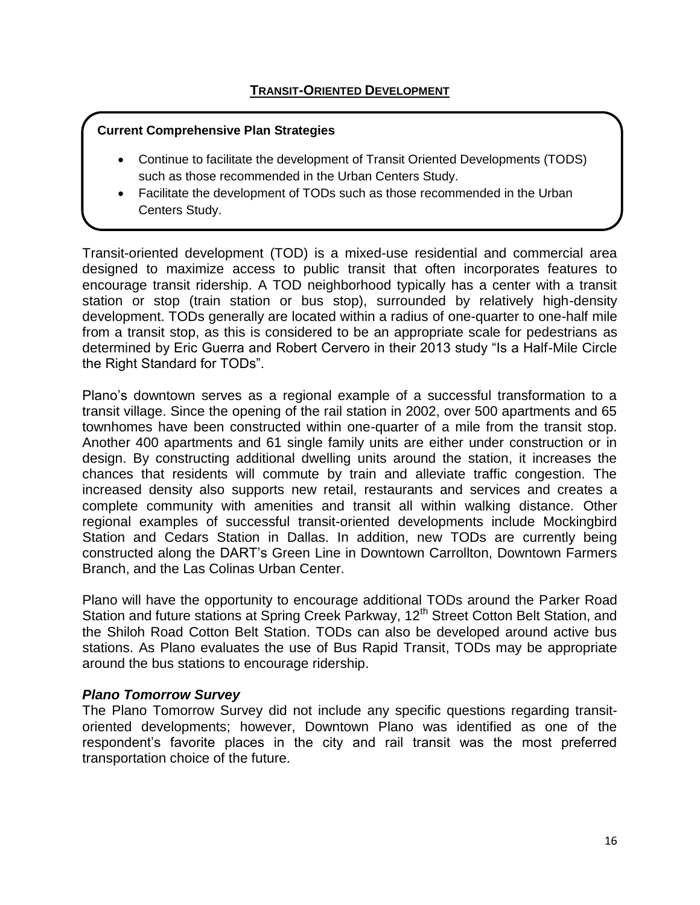## TRANSIT-ORIENTED DEVELOPMENT

**Current Comprehensive Plan Strategies**

- Continue to facilitate the development of Transit Oriented Developments (TODS) such as those recommended in the Urban Centers Study.
- Facilitate the development of TODs such as those recommended in the Urban Centers Study.

Transit-oriented development (TOD) is a mixed-use residential and commercial area designed to maximize access to public transit that often incorporates features to encourage transit ridership. A TOD neighborhood typically has a center with a transit station or stop (train station or bus stop), surrounded by relatively high-density development. TODs generally are located within a radius of one-quarter to one-half mile from a transit stop, as this is considered to be an appropriate scale for pedestrians as determined by Eric Guerra and Robert Cervero in their 2013 study "Is a Half-Mile Circle the Right Standard for TODs".

Plano's downtown serves as a regional example of a successful transformation to a transit village. Since the opening of the rail station in 2002, over 500 apartments and 65 townhomes have been constructed within one-quarter of a mile from the transit stop. Another 400 apartments and 61 single family units are either under construction or in design. By constructing additional dwelling units around the station, it increases the chances that residents will commute by train and alleviate traffic congestion. The increased density also supports new retail, restaurants and services and creates a complete community with amenities and transit all within walking distance. Other regional examples of successful transit-oriented developments include Mockingbird Station and Cedars Station in Dallas. In addition, new TODs are currently being constructed along the DART's Green Line in Downtown Carrollton, Downtown Farmers Branch, and the Las Colinas Urban Center.

Plano will have the opportunity to encourage additional TODs around the Parker Road Station and future stations at Spring Creek Parkway, 12th Street Cotton Belt Station, and the Shiloh Road Cotton Belt Station. TODs can also be developed around active bus stations. As Plano evaluates the use of Bus Rapid Transit, TODs may be appropriate around the bus stations to encourage ridership.

### *Plano Tomorrow Survey*

The Plano Tomorrow Survey did not include any specific questions regarding transit-oriented developments; however, Downtown Plano was identified as one of the respondent's favorite places in the city and rail transit was the most preferred transportation choice of the future.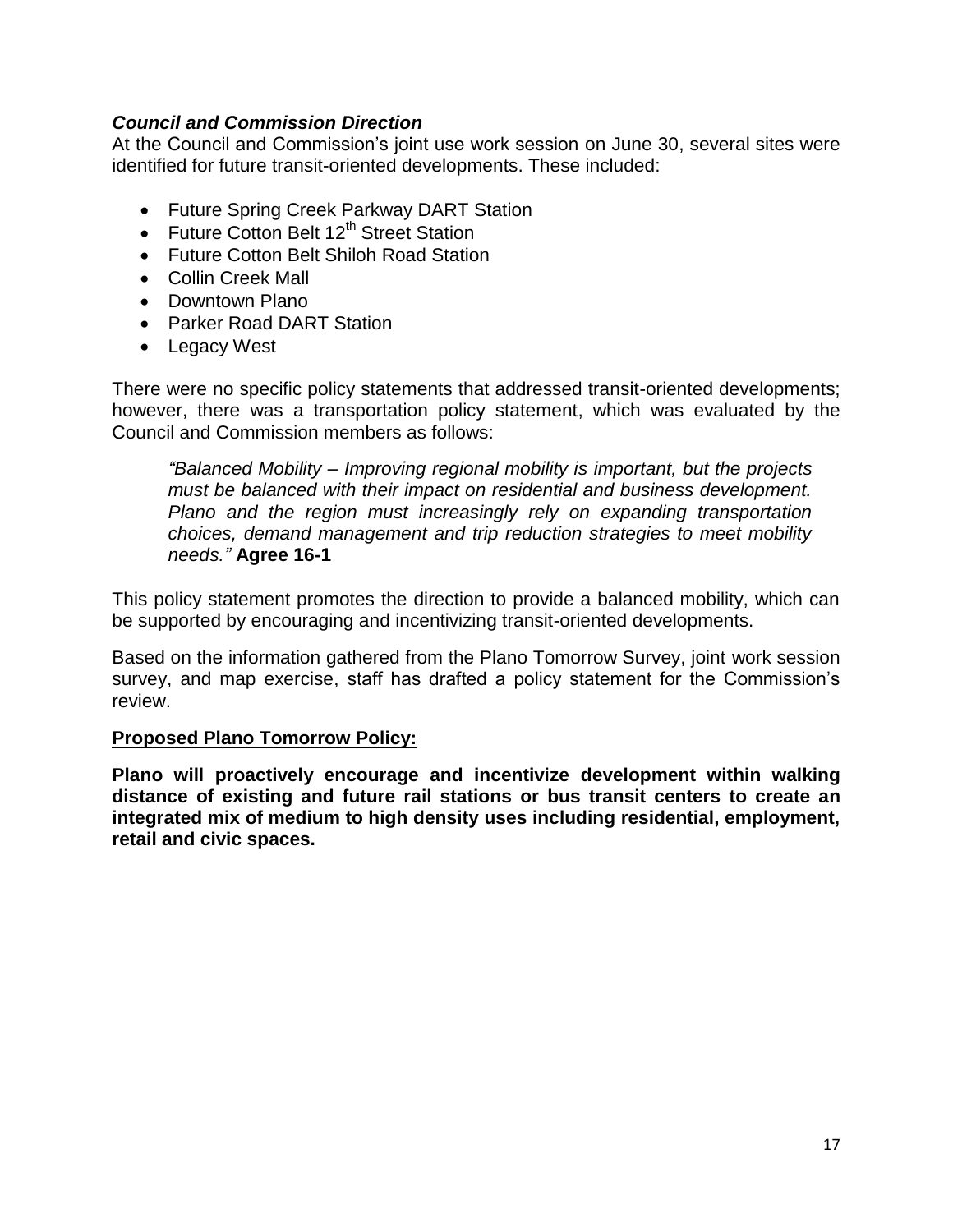***Council and Commission Direction***

At the Council and Commission's joint use work session on June 30, several sites were identified for future transit-oriented developments. These included:

- Future Spring Creek Parkway DART Station
- Future Cotton Belt 12th Street Station
- Future Cotton Belt Shiloh Road Station
- Collin Creek Mall
- Downtown Plano
- Parker Road DART Station
- Legacy West

There were no specific policy statements that addressed transit-oriented developments; however, there was a transportation policy statement, which was evaluated by the Council and Commission members as follows:

> *"Balanced Mobility – Improving regional mobility is important, but the projects must be balanced with their impact on residential and business development. Plano and the region must increasingly rely on expanding transportation choices, demand management and trip reduction strategies to meet mobility needs."* **Agree 16-1**

This policy statement promotes the direction to provide a balanced mobility, which can be supported by encouraging and incentivizing transit-oriented developments.

Based on the information gathered from the Plano Tomorrow Survey, joint work session survey, and map exercise, staff has drafted a policy statement for the Commission's review.

**Proposed Plano Tomorrow Policy:**

**Plano will proactively encourage and incentivize development within walking distance of existing and future rail stations or bus transit centers to create an integrated mix of medium to high density uses including residential, employment, retail and civic spaces.**